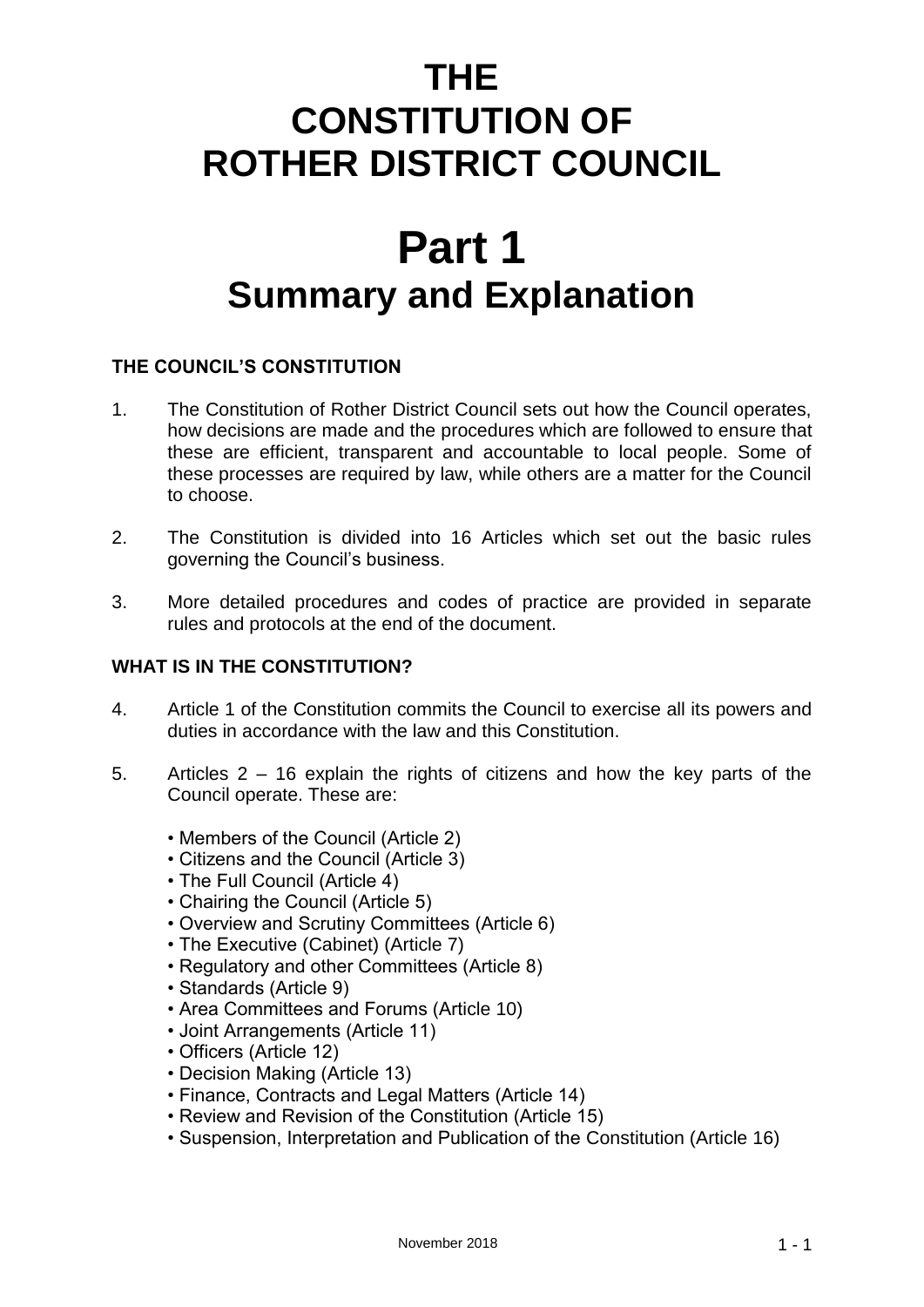# THE CONSTITUTION OF ROTHER DISTRICT COUNCIL

# Part 1
## Summary and Explanation

### THE COUNCIL'S CONSTITUTION

1. The Constitution of Rother District Council sets out how the Council operates, how decisions are made and the procedures which are followed to ensure that these are efficient, transparent and accountable to local people. Some of these processes are required by law, while others are a matter for the Council to choose.

2. The Constitution is divided into 16 Articles which set out the basic rules governing the Council's business.

3. More detailed procedures and codes of practice are provided in separate rules and protocols at the end of the document.

### WHAT IS IN THE CONSTITUTION?

4. Article 1 of the Constitution commits the Council to exercise all its powers and duties in accordance with the law and this Constitution.

5. Articles 2 – 16 explain the rights of citizens and how the key parts of the Council operate. These are:

   - Members of the Council (Article 2)
   - Citizens and the Council (Article 3)
   - The Full Council (Article 4)
   - Chairing the Council (Article 5)
   - Overview and Scrutiny Committees (Article 6)
   - The Executive (Cabinet) (Article 7)
   - Regulatory and other Committees (Article 8)
   - Standards (Article 9)
   - Area Committees and Forums (Article 10)
   - Joint Arrangements (Article 11)
   - Officers (Article 12)
   - Decision Making (Article 13)
   - Finance, Contracts and Legal Matters (Article 14)
   - Review and Revision of the Constitution (Article 15)
   - Suspension, Interpretation and Publication of the Constitution (Article 16)

November 2018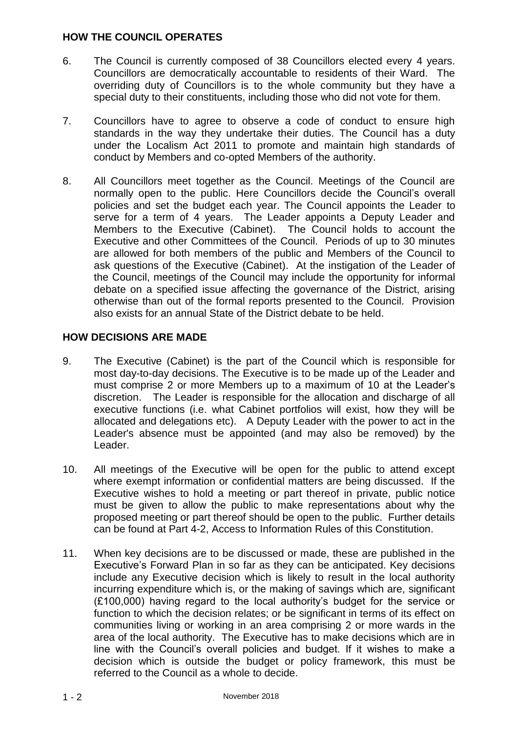## HOW THE COUNCIL OPERATES

6. The Council is currently composed of 38 Councillors elected every 4 years. Councillors are democratically accountable to residents of their Ward. The overriding duty of Councillors is to the whole community but they have a special duty to their constituents, including those who did not vote for them.

7. Councillors have to agree to observe a code of conduct to ensure high standards in the way they undertake their duties. The Council has a duty under the Localism Act 2011 to promote and maintain high standards of conduct by Members and co-opted Members of the authority.

8. All Councillors meet together as the Council. Meetings of the Council are normally open to the public. Here Councillors decide the Council's overall policies and set the budget each year. The Council appoints the Leader to serve for a term of 4 years. The Leader appoints a Deputy Leader and Members to the Executive (Cabinet). The Council holds to account the Executive and other Committees of the Council. Periods of up to 30 minutes are allowed for both members of the public and Members of the Council to ask questions of the Executive (Cabinet). At the instigation of the Leader of the Council, meetings of the Council may include the opportunity for informal debate on a specified issue affecting the governance of the District, arising otherwise than out of the formal reports presented to the Council. Provision also exists for an annual State of the District debate to be held.

## HOW DECISIONS ARE MADE

9. The Executive (Cabinet) is the part of the Council which is responsible for most day-to-day decisions. The Executive is to be made up of the Leader and must comprise 2 or more Members up to a maximum of 10 at the Leader's discretion. The Leader is responsible for the allocation and discharge of all executive functions (i.e. what Cabinet portfolios will exist, how they will be allocated and delegations etc). A Deputy Leader with the power to act in the Leader's absence must be appointed (and may also be removed) by the Leader.

10. All meetings of the Executive will be open for the public to attend except where exempt information or confidential matters are being discussed. If the Executive wishes to hold a meeting or part thereof in private, public notice must be given to allow the public to make representations about why the proposed meeting or part thereof should be open to the public. Further details can be found at Part 4-2, Access to Information Rules of this Constitution.

11. When key decisions are to be discussed or made, these are published in the Executive's Forward Plan in so far as they can be anticipated. Key decisions include any Executive decision which is likely to result in the local authority incurring expenditure which is, or the making of savings which are, significant (£100,000) having regard to the local authority's budget for the service or function to which the decision relates; or be significant in terms of its effect on communities living or working in an area comprising 2 or more wards in the area of the local authority. The Executive has to make decisions which are in line with the Council's overall policies and budget. If it wishes to make a decision which is outside the budget or policy framework, this must be referred to the Council as a whole to decide.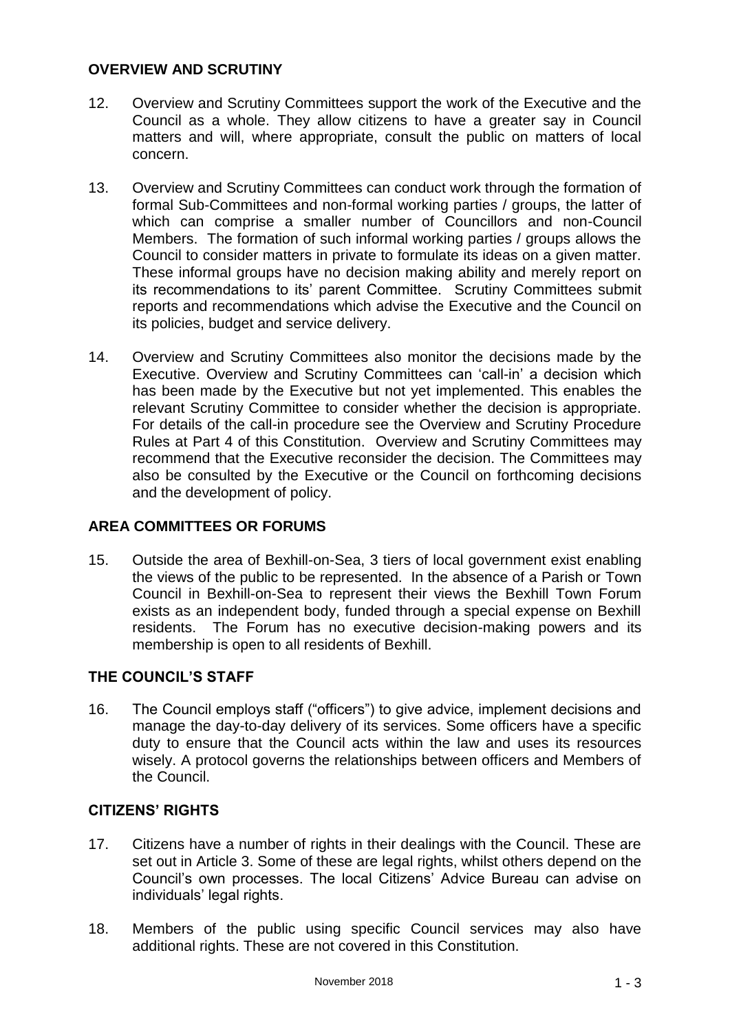## OVERVIEW AND SCRUTINY

12. Overview and Scrutiny Committees support the work of the Executive and the Council as a whole. They allow citizens to have a greater say in Council matters and will, where appropriate, consult the public on matters of local concern.

13. Overview and Scrutiny Committees can conduct work through the formation of formal Sub-Committees and non-formal working parties / groups, the latter of which can comprise a smaller number of Councillors and non-Council Members. The formation of such informal working parties / groups allows the Council to consider matters in private to formulate its ideas on a given matter. These informal groups have no decision making ability and merely report on its recommendations to its' parent Committee. Scrutiny Committees submit reports and recommendations which advise the Executive and the Council on its policies, budget and service delivery.

14. Overview and Scrutiny Committees also monitor the decisions made by the Executive. Overview and Scrutiny Committees can 'call-in' a decision which has been made by the Executive but not yet implemented. This enables the relevant Scrutiny Committee to consider whether the decision is appropriate. For details of the call-in procedure see the Overview and Scrutiny Procedure Rules at Part 4 of this Constitution. Overview and Scrutiny Committees may recommend that the Executive reconsider the decision. The Committees may also be consulted by the Executive or the Council on forthcoming decisions and the development of policy.

## AREA COMMITTEES OR FORUMS

15. Outside the area of Bexhill-on-Sea, 3 tiers of local government exist enabling the views of the public to be represented. In the absence of a Parish or Town Council in Bexhill-on-Sea to represent their views the Bexhill Town Forum exists as an independent body, funded through a special expense on Bexhill residents. The Forum has no executive decision-making powers and its membership is open to all residents of Bexhill.

## THE COUNCIL'S STAFF

16. The Council employs staff ("officers") to give advice, implement decisions and manage the day-to-day delivery of its services. Some officers have a specific duty to ensure that the Council acts within the law and uses its resources wisely. A protocol governs the relationships between officers and Members of the Council.

## CITIZENS' RIGHTS

17. Citizens have a number of rights in their dealings with the Council. These are set out in Article 3. Some of these are legal rights, whilst others depend on the Council's own processes. The local Citizens' Advice Bureau can advise on individuals' legal rights.

18. Members of the public using specific Council services may also have additional rights. These are not covered in this Constitution.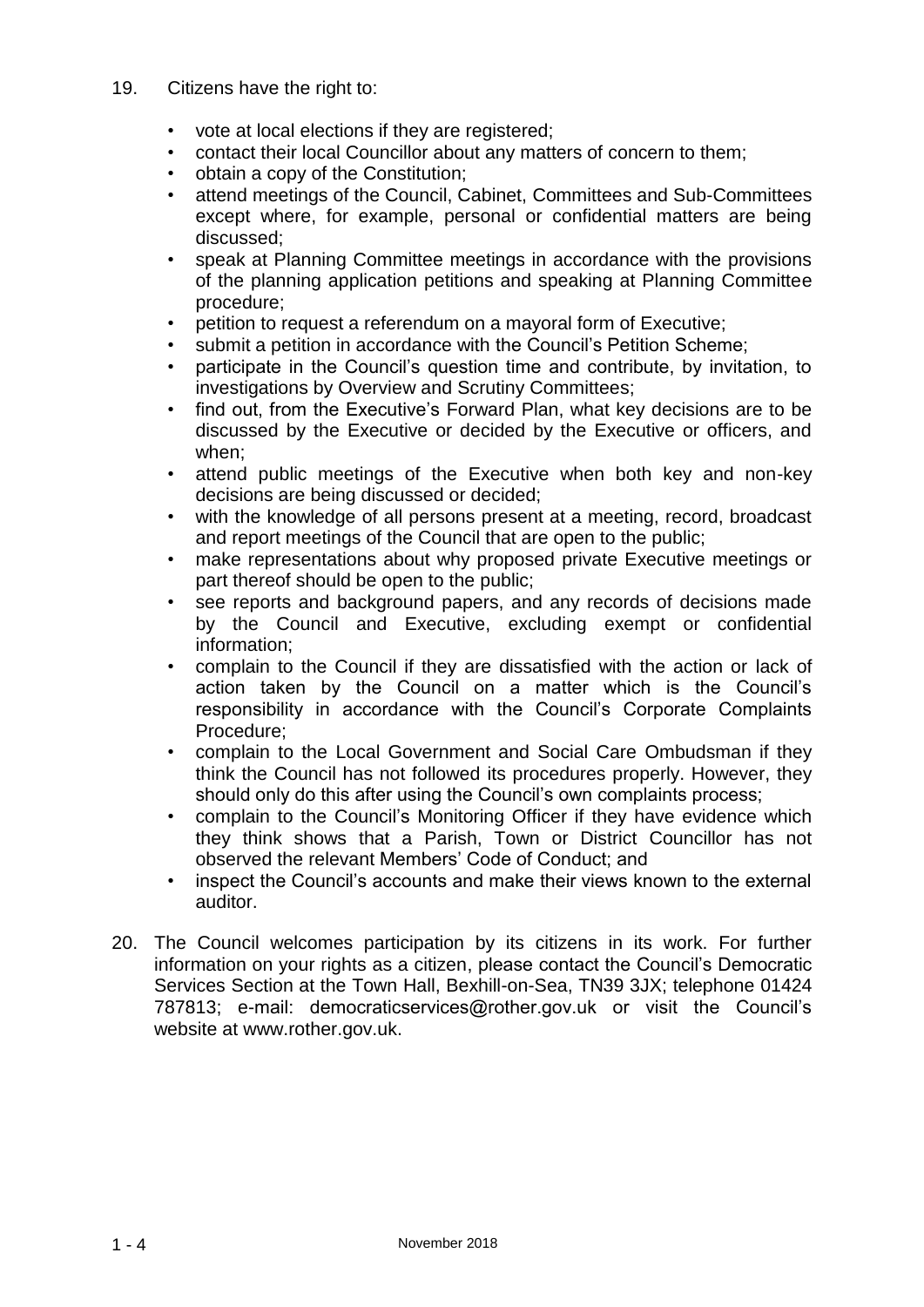19. Citizens have the right to:

    - vote at local elections if they are registered;
    - contact their local Councillor about any matters of concern to them;
    - obtain a copy of the Constitution;
    - attend meetings of the Council, Cabinet, Committees and Sub-Committees except where, for example, personal or confidential matters are being discussed;
    - speak at Planning Committee meetings in accordance with the provisions of the planning application petitions and speaking at Planning Committee procedure;
    - petition to request a referendum on a mayoral form of Executive;
    - submit a petition in accordance with the Council's Petition Scheme;
    - participate in the Council's question time and contribute, by invitation, to investigations by Overview and Scrutiny Committees;
    - find out, from the Executive's Forward Plan, what key decisions are to be discussed by the Executive or decided by the Executive or officers, and when;
    - attend public meetings of the Executive when both key and non-key decisions are being discussed or decided;
    - with the knowledge of all persons present at a meeting, record, broadcast and report meetings of the Council that are open to the public;
    - make representations about why proposed private Executive meetings or part thereof should be open to the public;
    - see reports and background papers, and any records of decisions made by the Council and Executive, excluding exempt or confidential information;
    - complain to the Council if they are dissatisfied with the action or lack of action taken by the Council on a matter which is the Council's responsibility in accordance with the Council's Corporate Complaints Procedure;
    - complain to the Local Government and Social Care Ombudsman if they think the Council has not followed its procedures properly. However, they should only do this after using the Council's own complaints process;
    - complain to the Council's Monitoring Officer if they have evidence which they think shows that a Parish, Town or District Councillor has not observed the relevant Members' Code of Conduct; and
    - inspect the Council's accounts and make their views known to the external auditor.

20. The Council welcomes participation by its citizens in its work. For further information on your rights as a citizen, please contact the Council's Democratic Services Section at the Town Hall, Bexhill-on-Sea, TN39 3JX; telephone 01424 787813; e-mail: democraticservices@rother.gov.uk or visit the Council's website at www.rother.gov.uk.